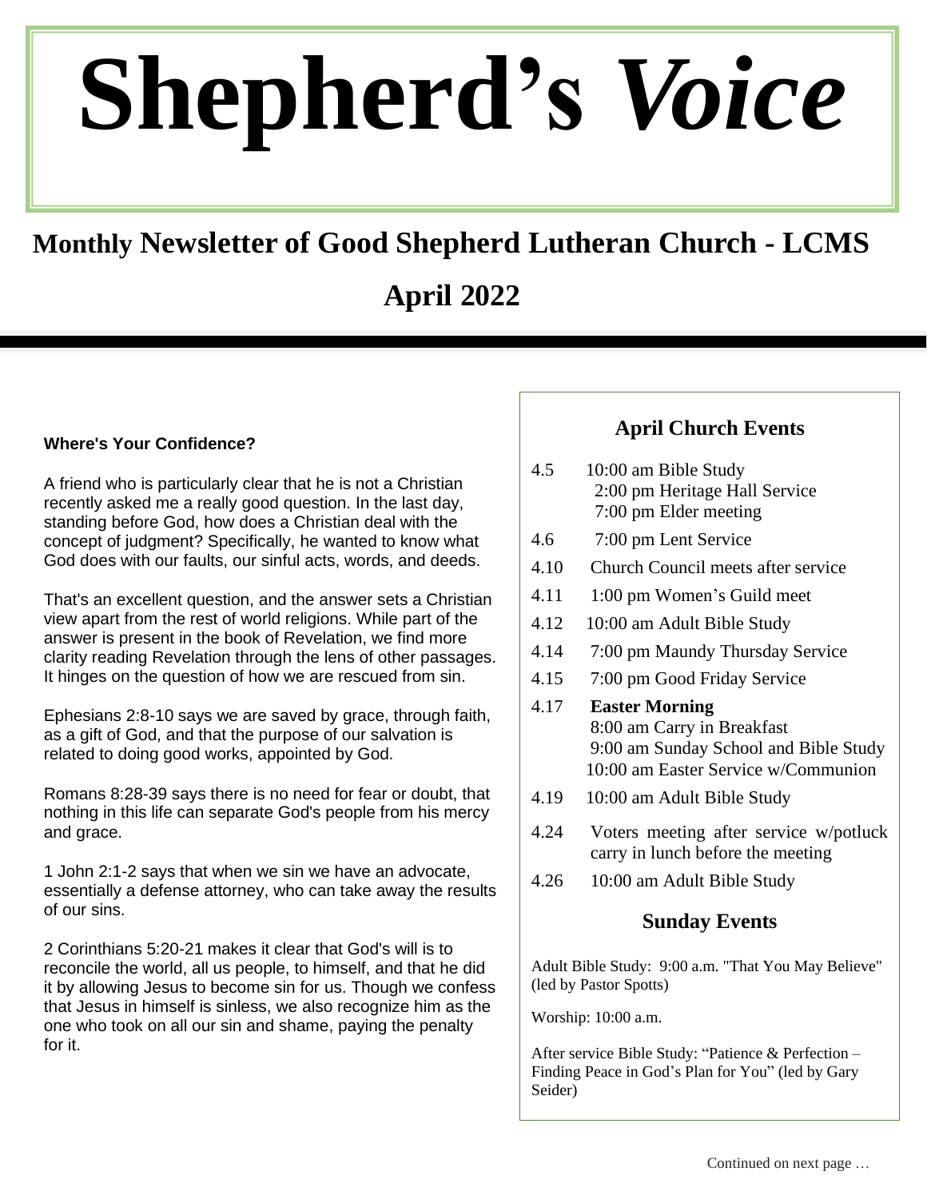# Shepherd's *Voice*

## Monthly Newsletter of Good Shepherd Lutheran Church - LCMS

## April 2022

**Where's Your Confidence?**

A friend who is particularly clear that he is not a Christian recently asked me a really good question. In the last day, standing before God, how does a Christian deal with the concept of judgment? Specifically, he wanted to know what God does with our faults, our sinful acts, words, and deeds.

That's an excellent question, and the answer sets a Christian view apart from the rest of world religions. While part of the answer is present in the book of Revelation, we find more clarity reading Revelation through the lens of other passages. It hinges on the question of how we are rescued from sin.

Ephesians 2:8-10 says we are saved by grace, through faith, as a gift of God, and that the purpose of our salvation is related to doing good works, appointed by God.

Romans 8:28-39 says there is no need for fear or doubt, that nothing in this life can separate God's people from his mercy and grace.

1 John 2:1-2 says that when we sin we have an advocate, essentially a defense attorney, who can take away the results of our sins.

2 Corinthians 5:20-21 makes it clear that God's will is to reconcile the world, all us people, to himself, and that he did it by allowing Jesus to become sin for us. Though we confess that Jesus in himself is sinless, we also recognize him as the one who took on all our sin and shame, paying the penalty for it.

Continued on next page …

### April Church Events

- 4.5 10:00 am Bible Study
  2:00 pm Heritage Hall Service
  7:00 pm Elder meeting
- 4.6 7:00 pm Lent Service
- 4.10 Church Council meets after service
- 4.11 1:00 pm Women's Guild meet
- 4.12 10:00 am Adult Bible Study
- 4.14 7:00 pm Maundy Thursday Service
- 4.15 7:00 pm Good Friday Service
- 4.17 **Easter Morning**
  8:00 am Carry in Breakfast
  9:00 am Sunday School and Bible Study
  10:00 am Easter Service w/Communion
- 4.19 10:00 am Adult Bible Study
- 4.24 Voters meeting after service w/potluck carry in lunch before the meeting
- 4.26 10:00 am Adult Bible Study

### Sunday Events

Adult Bible Study: 9:00 a.m. "That You May Believe" (led by Pastor Spotts)

Worship: 10:00 a.m.

After service Bible Study: "Patience & Perfection – Finding Peace in God's Plan for You" (led by Gary Seider)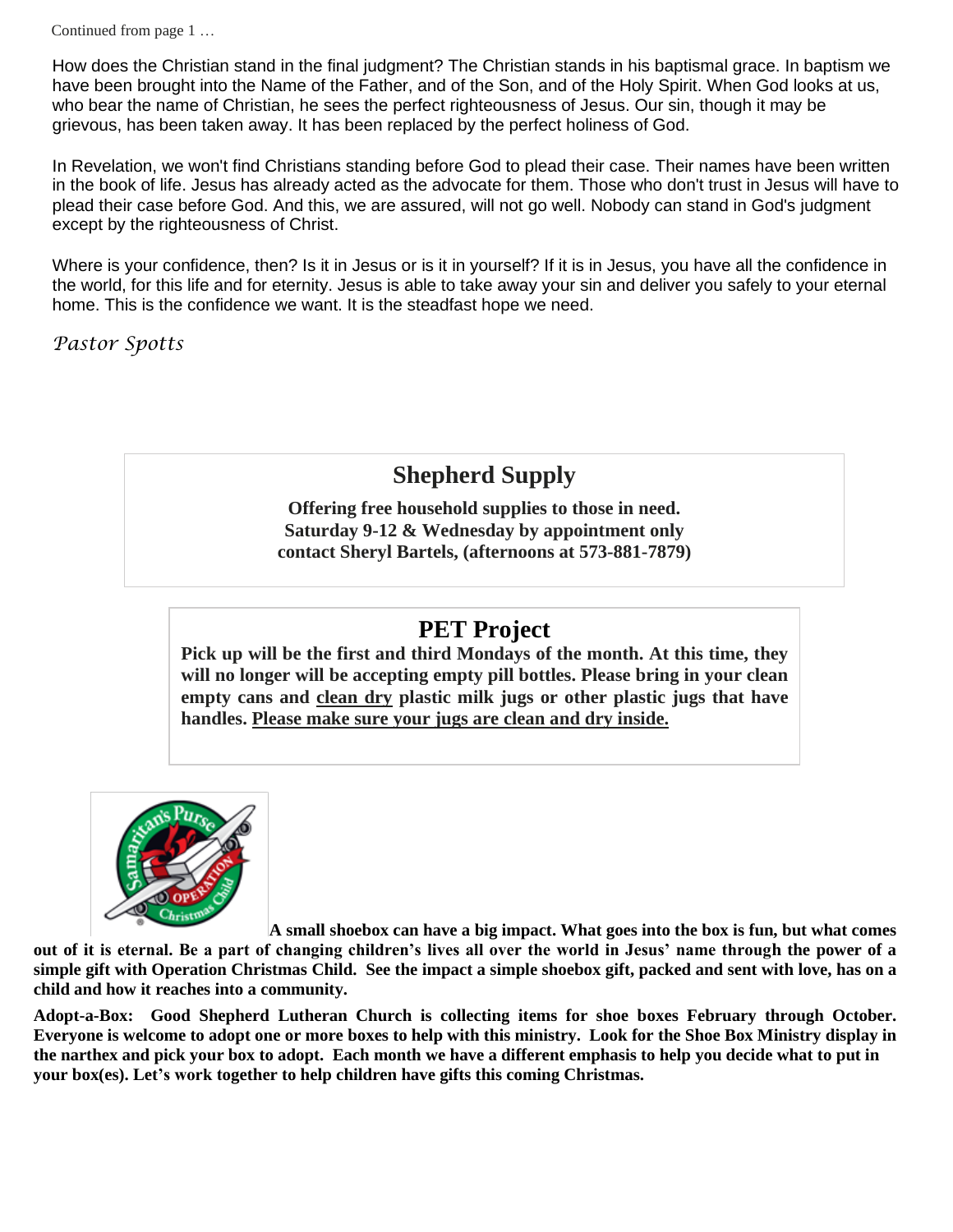Continued from page 1 …

How does the Christian stand in the final judgment? The Christian stands in his baptismal grace. In baptism we have been brought into the Name of the Father, and of the Son, and of the Holy Spirit. When God looks at us, who bear the name of Christian, he sees the perfect righteousness of Jesus. Our sin, though it may be grievous, has been taken away. It has been replaced by the perfect holiness of God.

In Revelation, we won't find Christians standing before God to plead their case. Their names have been written in the book of life. Jesus has already acted as the advocate for them. Those who don't trust in Jesus will have to plead their case before God. And this, we are assured, will not go well. Nobody can stand in God's judgment except by the righteousness of Christ.

Where is your confidence, then? Is it in Jesus or is it in yourself? If it is in Jesus, you have all the confidence in the world, for this life and for eternity. Jesus is able to take away your sin and deliver you safely to your eternal home. This is the confidence we want. It is the steadfast hope we need.

*Pastor Spotts*

## Shepherd Supply

**Offering free household supplies to those in need.**
**Saturday 9-12 & Wednesday by appointment only**
**contact Sheryl Bartels, (afternoons at 573-881-7879)**

## PET Project

**Pick up will be the first and third Mondays of the month. At this time, they will no longer will be accepting empty pill bottles. Please bring in your clean empty cans and clean dry plastic milk jugs or other plastic jugs that have handles. Please make sure your jugs are clean and dry inside.**

**A small shoebox can have a big impact. What goes into the box is fun, but what comes out of it is eternal. Be a part of changing children's lives all over the world in Jesus' name through the power of a simple gift with Operation Christmas Child. See the impact a simple shoebox gift, packed and sent with love, has on a child and how it reaches into a community.**

**Adopt-a-Box: Good Shepherd Lutheran Church is collecting items for shoe boxes February through October. Everyone is welcome to adopt one or more boxes to help with this ministry. Look for the Shoe Box Ministry display in the narthex and pick your box to adopt. Each month we have a different emphasis to help you decide what to put in your box(es). Let's work together to help children have gifts this coming Christmas.**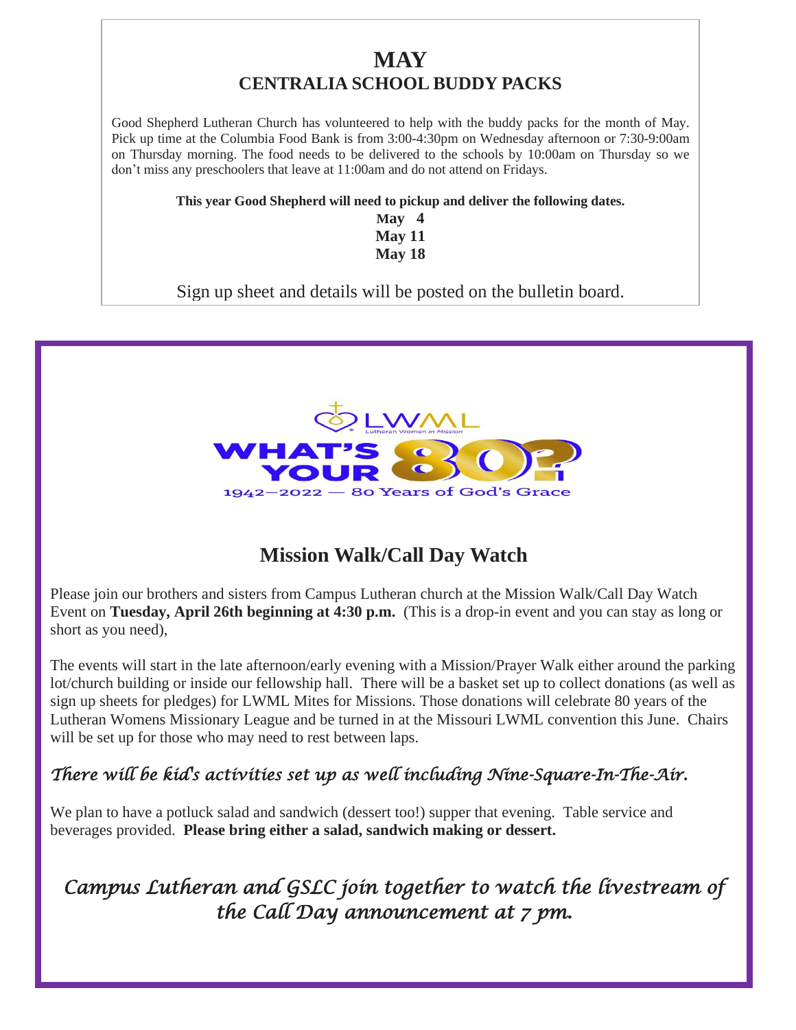# MAY

## CENTRALIA SCHOOL BUDDY PACKS

Good Shepherd Lutheran Church has volunteered to help with the buddy packs for the month of May. Pick up time at the Columbia Food Bank is from 3:00-4:30pm on Wednesday afternoon or 7:30-9:00am on Thursday morning. The food needs to be delivered to the schools by 10:00am on Thursday so we don't miss any preschoolers that leave at 11:00am and do not attend on Fridays.

**This year Good Shepherd will need to pickup and deliver the following dates.**

**May 4**
**May 11**
**May 18**

Sign up sheet and details will be posted on the bulletin board.

LWML Lutheran Women in Mission

WHAT'S YOUR 80?

1942—2022 — 80 Years of God's Grace

## Mission Walk/Call Day Watch

Please join our brothers and sisters from Campus Lutheran church at the Mission Walk/Call Day Watch Event on **Tuesday, April 26th beginning at 4:30 p.m.** (This is a drop-in event and you can stay as long or short as you need),

The events will start in the late afternoon/early evening with a Mission/Prayer Walk either around the parking lot/church building or inside our fellowship hall. There will be a basket set up to collect donations (as well as sign up sheets for pledges) for LWML Mites for Missions. Those donations will celebrate 80 years of the Lutheran Womens Missionary League and be turned in at the Missouri LWML convention this June. Chairs will be set up for those who may need to rest between laps.

*There will be kid's activities set up as well including Nine-Square-In-The-Air.*

We plan to have a potluck salad and sandwich (dessert too!) supper that evening. Table service and beverages provided. **Please bring either a salad, sandwich making or dessert.**

*Campus Lutheran and GSLC join together to watch the livestream of the Call Day announcement at 7 pm.*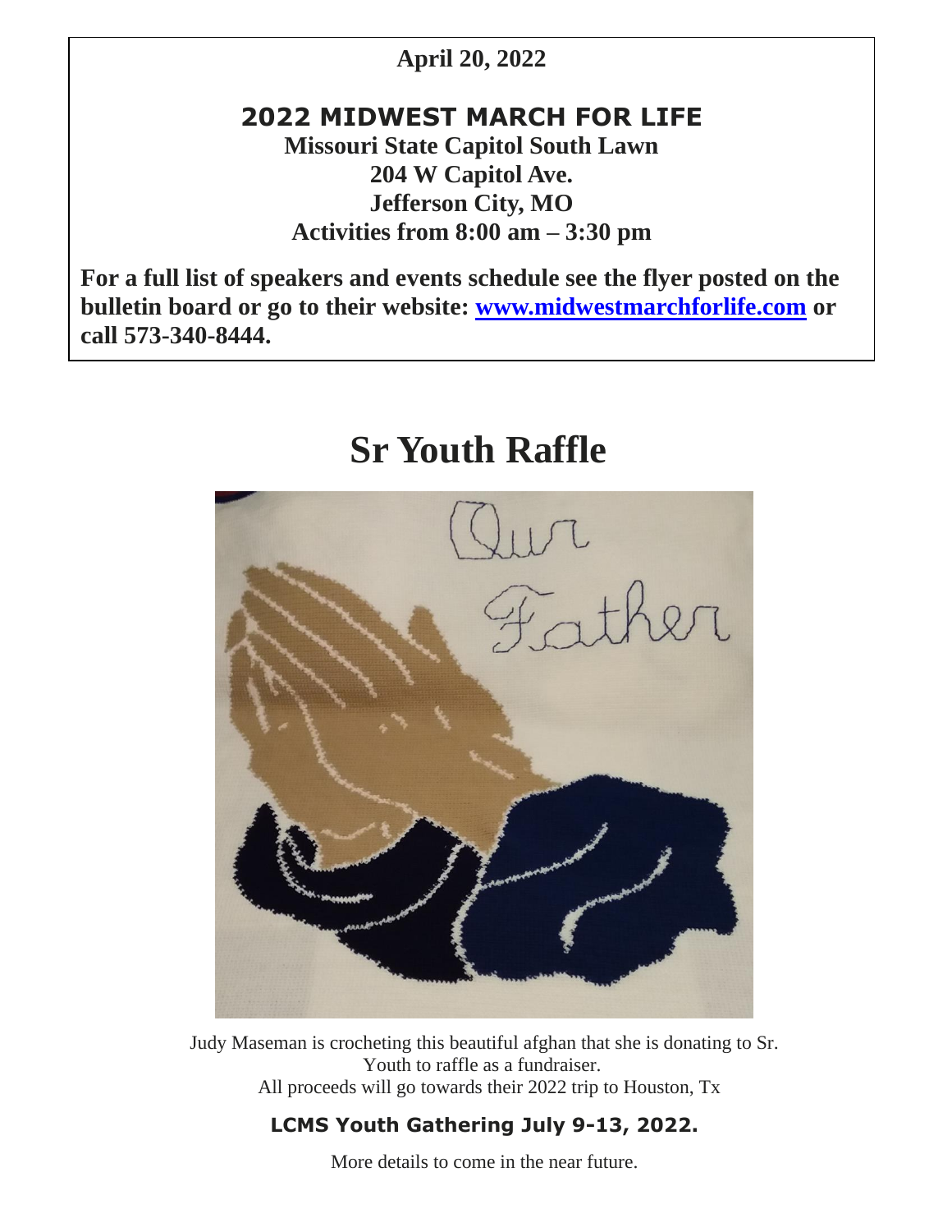**April 20, 2022**

## 2022 MIDWEST MARCH FOR LIFE

**Missouri State Capitol South Lawn**
**204 W Capitol Ave.**
**Jefferson City, MO**
**Activities from 8:00 am – 3:30 pm**

**For a full list of speakers and events schedule see the flyer posted on the bulletin board or go to their website: [www.midwestmarchforlife.com](http://www.midwestmarchforlife.com) or call 573-340-8444.**

# Sr Youth Raffle

Judy Maseman is crocheting this beautiful afghan that she is donating to Sr. Youth to raffle as a fundraiser.
All proceeds will go towards their 2022 trip to Houston, Tx

**LCMS Youth Gathering July 9-13, 2022.**

More details to come in the near future.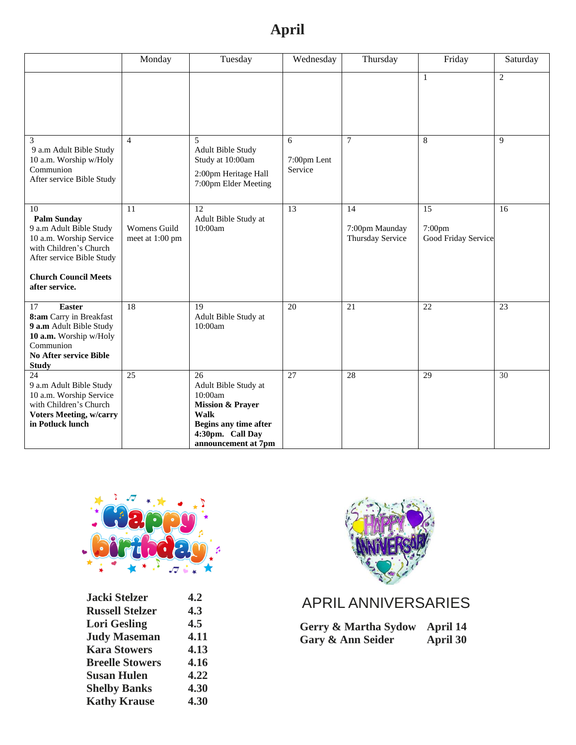# April

| | Monday | Tuesday | Wednesday | Thursday | Friday | Saturday |
|---|---|---|---|---|---|---|
| | | | | | 1 | 2 |
| 3<br>9 a.m Adult Bible Study<br>10 a.m. Worship w/Holy Communion<br>After service Bible Study | 4 | 5<br>Adult Bible Study Study at 10:00am<br>2:00pm Heritage Hall<br>7:00pm Elder Meeting | 6<br>7:00pm Lent Service | 7 | 8 | 9 |
| 10<br>**Palm Sunday**<br>9 a.m Adult Bible Study<br>10 a.m. Worship Service with Children's Church<br>After service Bible Study<br><br>**Church Council Meets after service.** | 11<br>Womens Guild meet at 1:00 pm | 12<br>Adult Bible Study at 10:00am | 13 | 14<br>7:00pm Maunday Thursday Service | 15<br>7:00pm<br>Good Friday Service | 16 |
| 17 **Easter**<br>**8:am** Carry in Breakfast<br>**9 a.m** Adult Bible Study<br>**10 a.m.** Worship w/Holy Communion<br>**No After service Bible Study** | 18 | 19<br>Adult Bible Study at 10:00am | 20 | 21 | 22 | 23 |
| 24<br>9 a.m Adult Bible Study<br>10 a.m. Worship Service with Children's Church<br>**Voters Meeting, w/carry in Potluck lunch** | 25 | 26<br>Adult Bible Study at 10:00am<br>**Mission & Prayer Walk**<br>**Begins any time after 4:30pm. Call Day announcement at 7pm** | 27 | 28 | 29 | 30 |

| | |
|---|---|
| **Jacki Stelzer** | **4.2** |
| **Russell Stelzer** | **4.3** |
| **Lori Gesling** | **4.5** |
| **Judy Maseman** | **4.11** |
| **Kara Stowers** | **4.13** |
| **Breelle Stowers** | **4.16** |
| **Susan Hulen** | **4.22** |
| **Shelby Banks** | **4.30** |
| **Kathy Krause** | **4.30** |

## APRIL ANNIVERSARIES

| | |
|---|---|
| **Gerry & Martha Sydow** | **April 14** |
| **Gary & Ann Seider** | **April 30** |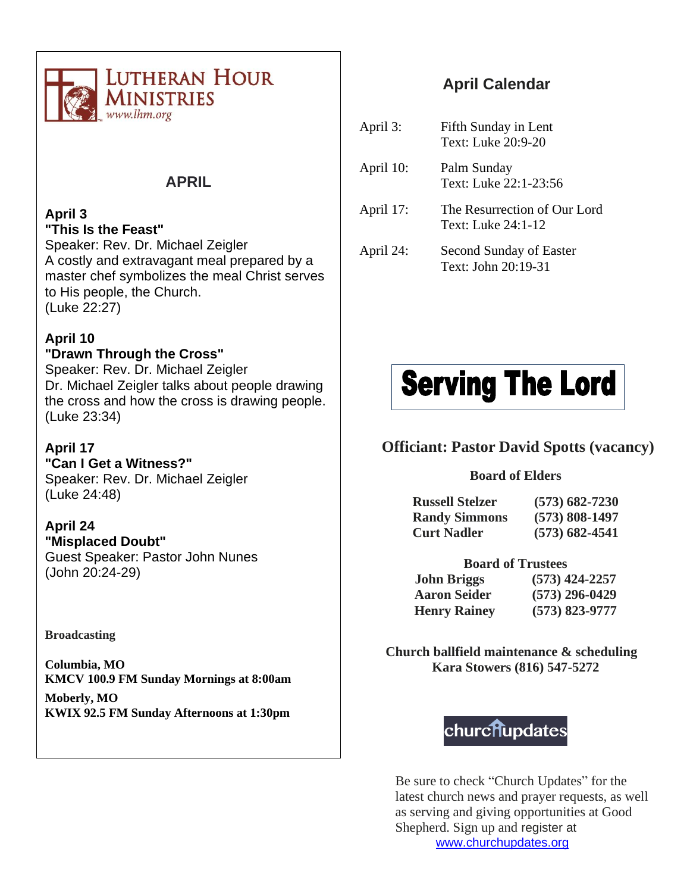# LUTHERAN HOUR MINISTRIES
www.lhm.org

## APRIL

**April 3**
**"This Is the Feast"**
Speaker: Rev. Dr. Michael Zeigler
A costly and extravagant meal prepared by a master chef symbolizes the meal Christ serves to His people, the Church.
(Luke 22:27)

**April 10**
**"Drawn Through the Cross"**
Speaker: Rev. Dr. Michael Zeigler
Dr. Michael Zeigler talks about people drawing the cross and how the cross is drawing people.
(Luke 23:34)

**April 17**
**"Can I Get a Witness?"**
Speaker: Rev. Dr. Michael Zeigler
(Luke 24:48)

**April 24**
**"Misplaced Doubt"**
Guest Speaker: Pastor John Nunes
(John 20:24-29)

**Broadcasting**

**Columbia, MO**
**KMCV 100.9 FM Sunday Mornings at 8:00am**

**Moberly, MO**
**KWIX 92.5 FM Sunday Afternoons at 1:30pm**

## April Calendar

| | |
|---|---|
| April 3: | Fifth Sunday in Lent<br>Text: Luke 20:9-20 |
| April 10: | Palm Sunday<br>Text: Luke 22:1-23:56 |
| April 17: | The Resurrection of Our Lord<br>Text: Luke 24:1-12 |
| April 24: | Second Sunday of Easter<br>Text: John 20:19-31 |

# Serving The Lord

**Officiant: Pastor David Spotts (vacancy)**

**Board of Elders**

| | |
|---|---|
| **Russell Stelzer** | **(573) 682-7230** |
| **Randy Simmons** | **(573) 808-1497** |
| **Curt Nadler** | **(573) 682-4541** |

**Board of Trustees**

| | |
|---|---|
| **John Briggs** | **(573) 424-2257** |
| **Aaron Seider** | **(573) 296-0429** |
| **Henry Rainey** | **(573) 823-9777** |

**Church ballfield maintenance & scheduling**
**Kara Stowers (816) 547-5272**

churchupdates

Be sure to check "Church Updates" for the latest church news and prayer requests, as well as serving and giving opportunities at Good Shepherd. Sign up and register at www.churchupdates.org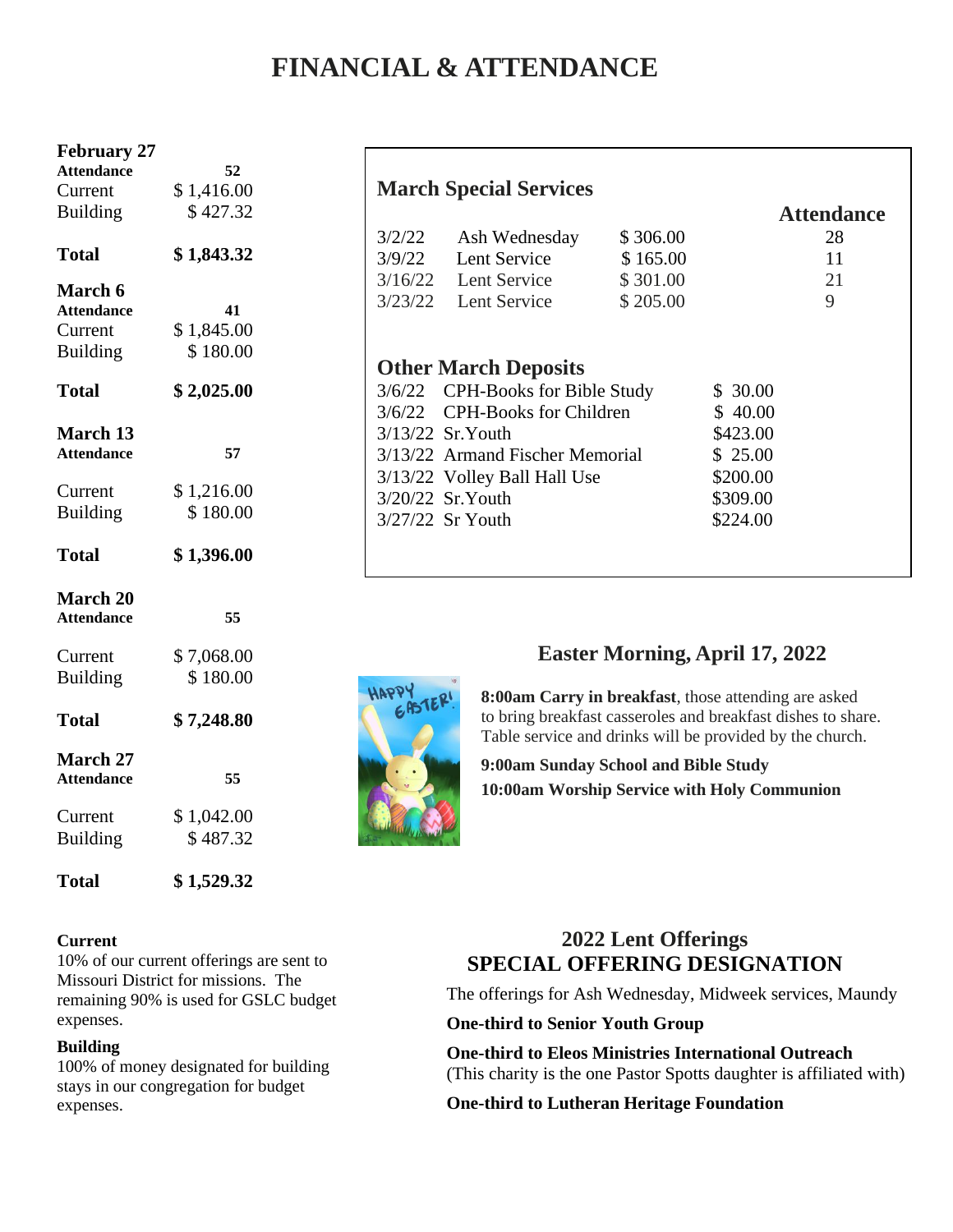# FINANCIAL & ATTENDANCE

**February 27**

| | |
|---|---|
| **Attendance** | **52** |
| Current | $ 1,416.00 |
| Building | $ 427.32 |
| **Total** | **$ 1,843.32** |

**March 6**

| | |
|---|---|
| **Attendance** | **41** |
| Current | $ 1,845.00 |
| Building | $ 180.00 |
| **Total** | **$ 2,025.00** |

**March 13**

| | |
|---|---|
| **Attendance** | **57** |
| Current | $ 1,216.00 |
| Building | $ 180.00 |
| **Total** | **$ 1,396.00** |

**March 20**

| | |
|---|---|
| **Attendance** | **55** |
| Current | $ 7,068.00 |
| Building | $ 180.00 |
| **Total** | **$ 7,248.80** |

**March 27**

| | |
|---|---|
| **Attendance** | **55** |
| Current | $ 1,042.00 |
| Building | $ 487.32 |
| **Total** | **$ 1,529.32** |

**Current**
10% of our current offerings are sent to Missouri District for missions. The remaining 90% is used for GSLC budget expenses.

**Building**
100% of money designated for building stays in our congregation for budget expenses.

## March Special Services

| Date | Service | Amount | Attendance |
|---|---|---|---|
| 3/2/22 | Ash Wednesday | $ 306.00 | 28 |
| 3/9/22 | Lent Service | $ 165.00 | 11 |
| 3/16/22 | Lent Service | $ 301.00 | 21 |
| 3/23/22 | Lent Service | $ 205.00 | 9 |

## Other March Deposits

| Date | Description | Amount |
|---|---|---|
| 3/6/22 | CPH-Books for Bible Study | $ 30.00 |
| 3/6/22 | CPH-Books for Children | $ 40.00 |
| 3/13/22 | Sr.Youth | $423.00 |
| 3/13/22 | Armand Fischer Memorial | $ 25.00 |
| 3/13/22 | Volley Ball Hall Use | $200.00 |
| 3/20/22 | Sr.Youth | $309.00 |
| 3/27/22 | Sr Youth | $224.00 |

## Easter Morning, April 17, 2022

**8:00am Carry in breakfast**, those attending are asked to bring breakfast casseroles and breakfast dishes to share. Table service and drinks will be provided by the church.

**9:00am Sunday School and Bible Study**

**10:00am Worship Service with Holy Communion**

## 2022 Lent Offerings
## SPECIAL OFFERING DESIGNATION

The offerings for Ash Wednesday, Midweek services, Maundy

**One-third to Senior Youth Group**

**One-third to Eleos Ministries International Outreach**
(This charity is the one Pastor Spotts daughter is affiliated with)

**One-third to Lutheran Heritage Foundation**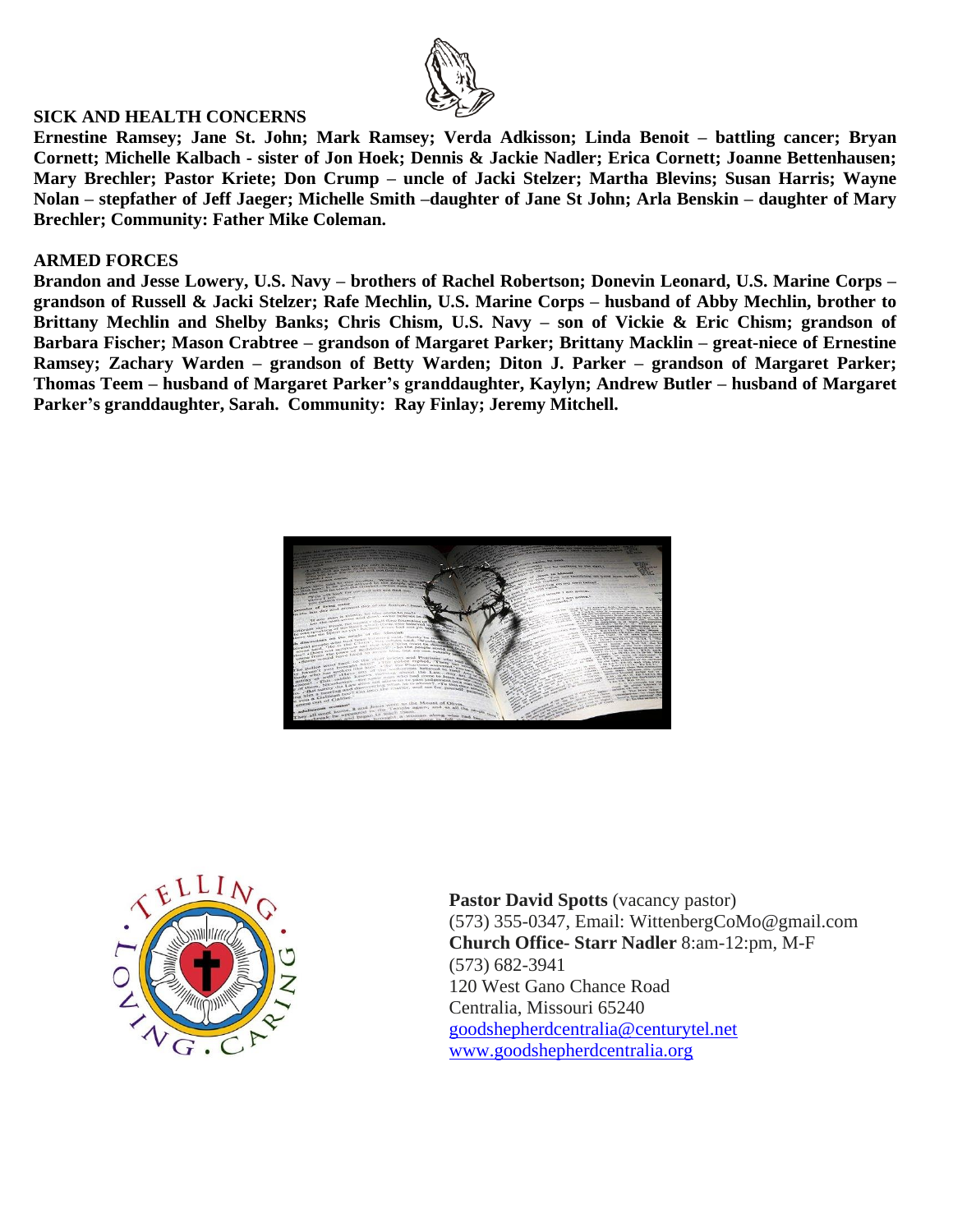## SICK AND HEALTH CONCERNS

**Ernestine Ramsey; Jane St. John; Mark Ramsey; Verda Adkisson; Linda Benoit – battling cancer; Bryan Cornett; Michelle Kalbach - sister of Jon Hoek; Dennis & Jackie Nadler; Erica Cornett; Joanne Bettenhausen; Mary Brechler; Pastor Kriete; Don Crump – uncle of Jacki Stelzer; Martha Blevins; Susan Harris; Wayne Nolan – stepfather of Jeff Jaeger; Michelle Smith –daughter of Jane St John; Arla Benskin – daughter of Mary Brechler; Community: Father Mike Coleman.**

## ARMED FORCES

**Brandon and Jesse Lowery, U.S. Navy – brothers of Rachel Robertson; Donevin Leonard, U.S. Marine Corps – grandson of Russell & Jacki Stelzer; Rafe Mechlin, U.S. Marine Corps – husband of Abby Mechlin, brother to Brittany Mechlin and Shelby Banks; Chris Chism, U.S. Navy – son of Vickie & Eric Chism; grandson of Barbara Fischer; Mason Crabtree – grandson of Margaret Parker; Brittany Macklin – great-niece of Ernestine Ramsey; Zachary Warden – grandson of Betty Warden; Diton J. Parker – grandson of Margaret Parker; Thomas Teem – husband of Margaret Parker's granddaughter, Kaylyn; Andrew Butler – husband of Margaret Parker's granddaughter, Sarah. Community: Ray Finlay; Jeremy Mitchell.**

TELLING · LOVING · CARING

**Pastor David Spotts** (vacancy pastor)
(573) 355-0347, Email: WittenbergCoMo@gmail.com
**Church Office- Starr Nadler** 8:am-12:pm, M-F
(573) 682-3941
120 West Gano Chance Road
Centralia, Missouri 65240
goodshepherdcentralia@centurytel.net
www.goodshepherdcentralia.org